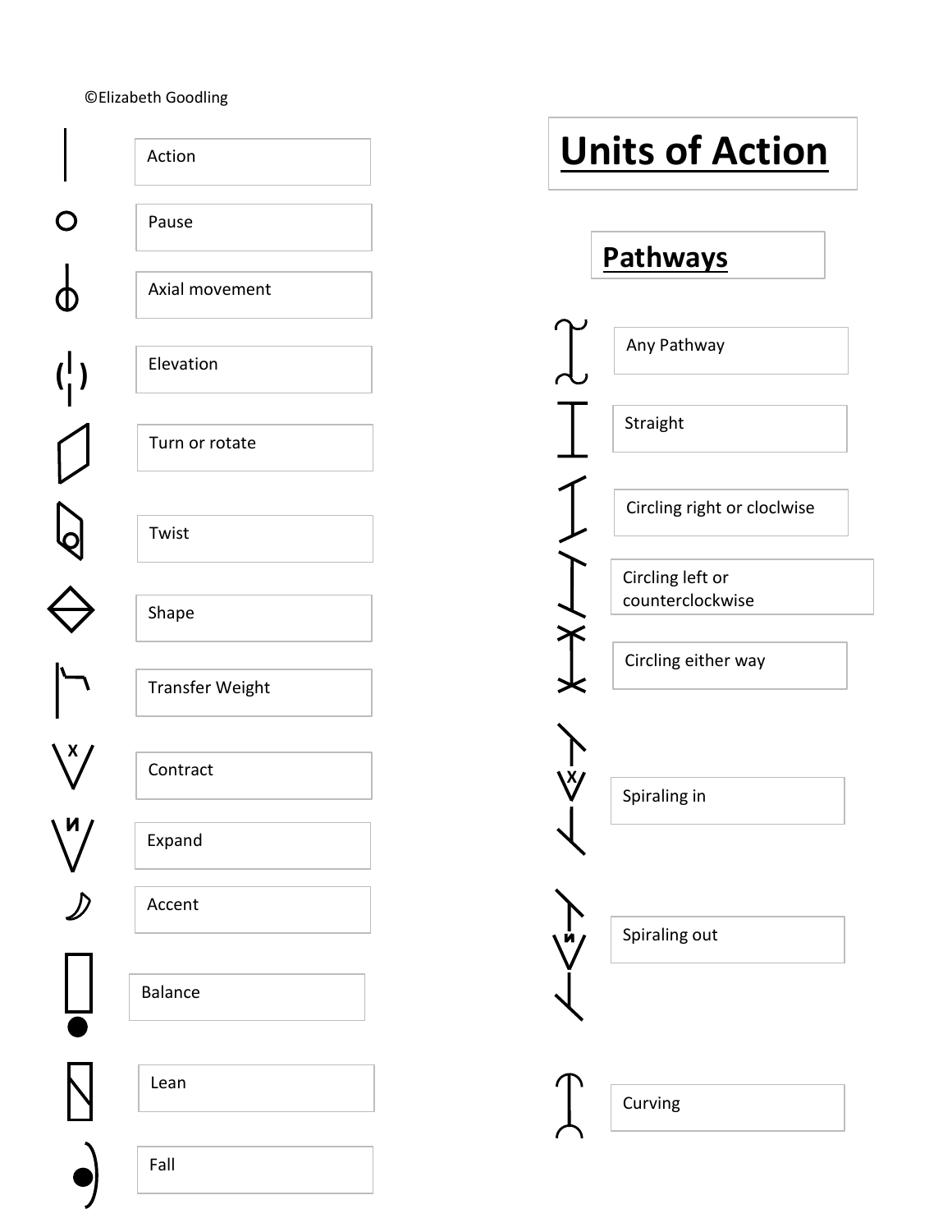©Elizabeth Goodling

# Units of Action

- Action
- Pause
- Axial movement
- Elevation
- Turn or rotate
- Twist
- Shape
- Transfer Weight
- Contract
- Expand
- Accent
- Balance
- Lean
- Fall

## Pathways

- Any Pathway
- Straight
- Circling right or cloclwise
- Circling left or counterclockwise
- Circling either way
- Spiraling in
- Spiraling out
- Curving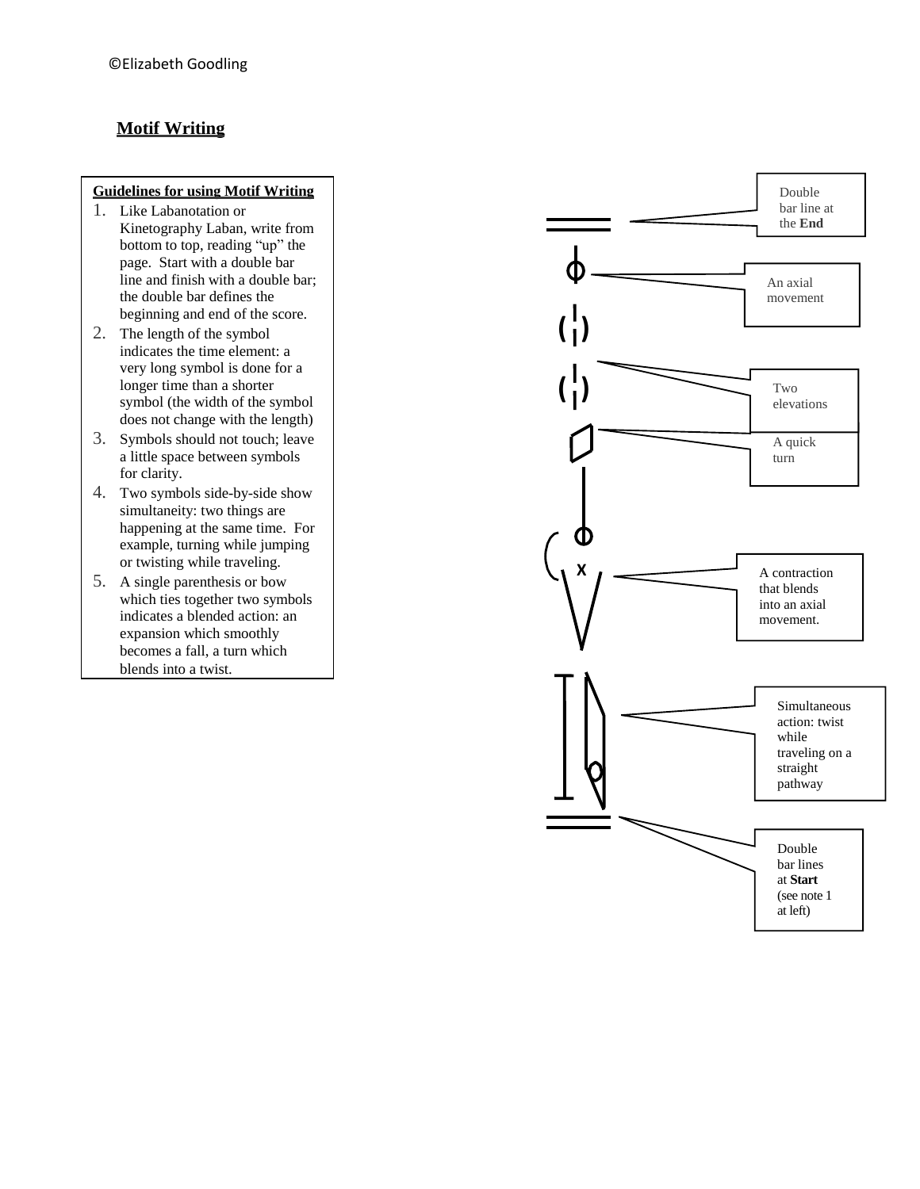©Elizabeth Goodling

## Motif Writing

**Guidelines for using Motif Writing**

1. Like Labanotation or Kinetography Laban, write from bottom to top, reading "up" the page. Start with a double bar line and finish with a double bar; the double bar defines the beginning and end of the score.
2. The length of the symbol indicates the time element: a very long symbol is done for a longer time than a shorter symbol (the width of the symbol does not change with the length)
3. Symbols should not touch; leave a little space between symbols for clarity.
4. Two symbols side-by-side show simultaneity: two things are happening at the same time. For example, turning while jumping or twisting while traveling.
5. A single parenthesis or bow which ties together two symbols indicates a blended action: an expansion which smoothly becomes a fall, a turn which blends into a twist.

Double bar line at the **End**

An axial movement

Two elevations

A quick turn

A contraction that blends into an axial movement.

Simultaneous action: twist while traveling on a straight pathway

Double bar lines at **Start** (see note 1 at left)